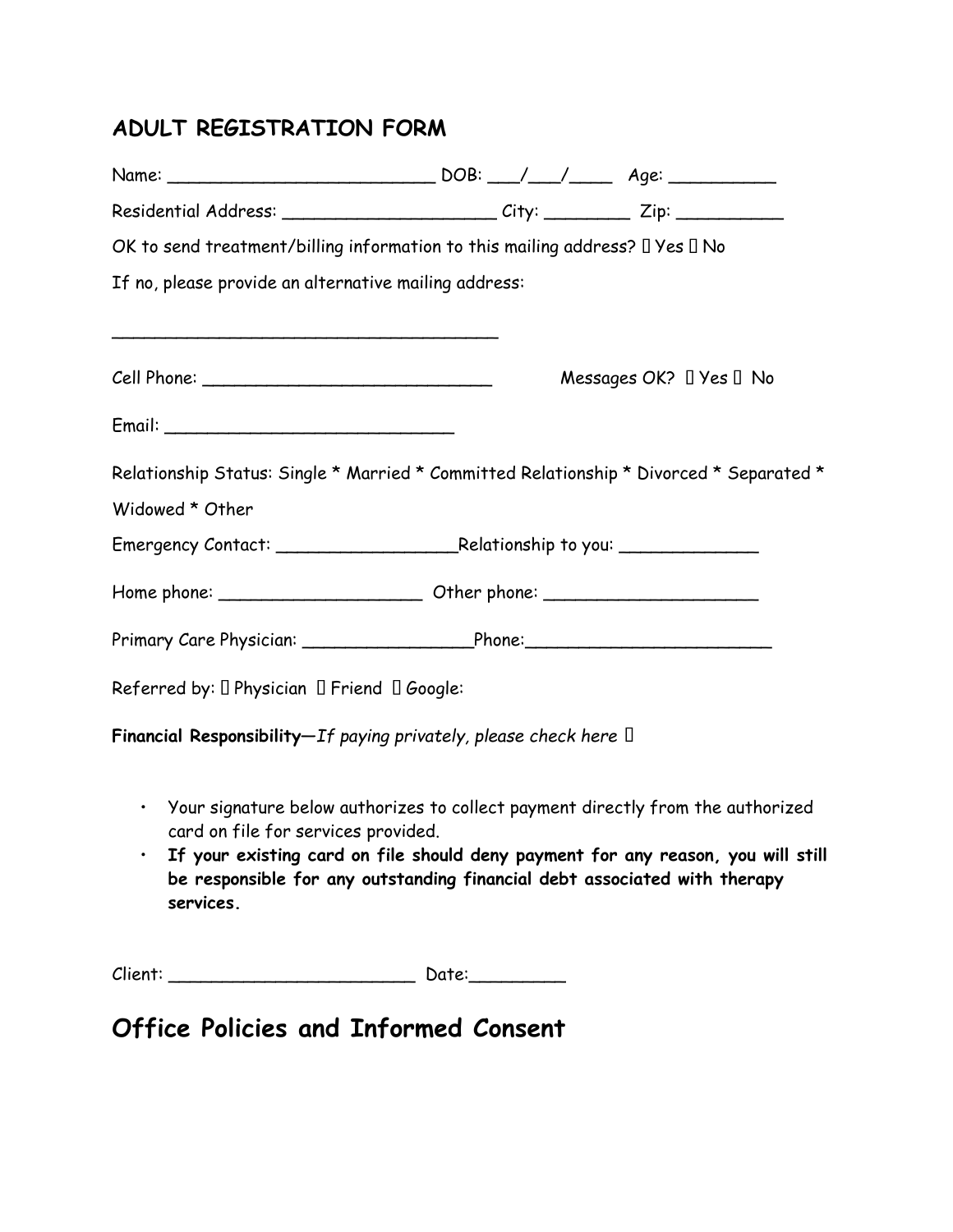## ADULT REGISTRATION FORM

Name: __________________________ DOB: ___/___/____ Age: __________

Residential Address: _____________________ City: ________ Zip: __________

OK to send treatment/billing information to this mailing address? ☐ Yes ☐ No

If no, please provide an alternative mailing address:

_______________________________________

Cell Phone: ____________________________ Messages OK? ☐ Yes ☐ No

Email: ____________________________

Relationship Status: Single * Married * Committed Relationship * Divorced * Separated * Widowed * Other

Emergency Contact: __________________Relationship to you: ______________

Home phone: ____________________ Other phone: _____________________

Primary Care Physician: _________________Phone:________________________

Referred by: ☐ Physician ☐ Friend ☐ Google:

**Financial Responsibility**—*If paying privately, please check here* ☐

- Your signature below authorizes to collect payment directly from the authorized card on file for services provided.
- **If your existing card on file should deny payment for any reason, you will still be responsible for any outstanding financial debt associated with therapy services.**

Client: ________________________ Date:_________

# Office Policies and Informed Consent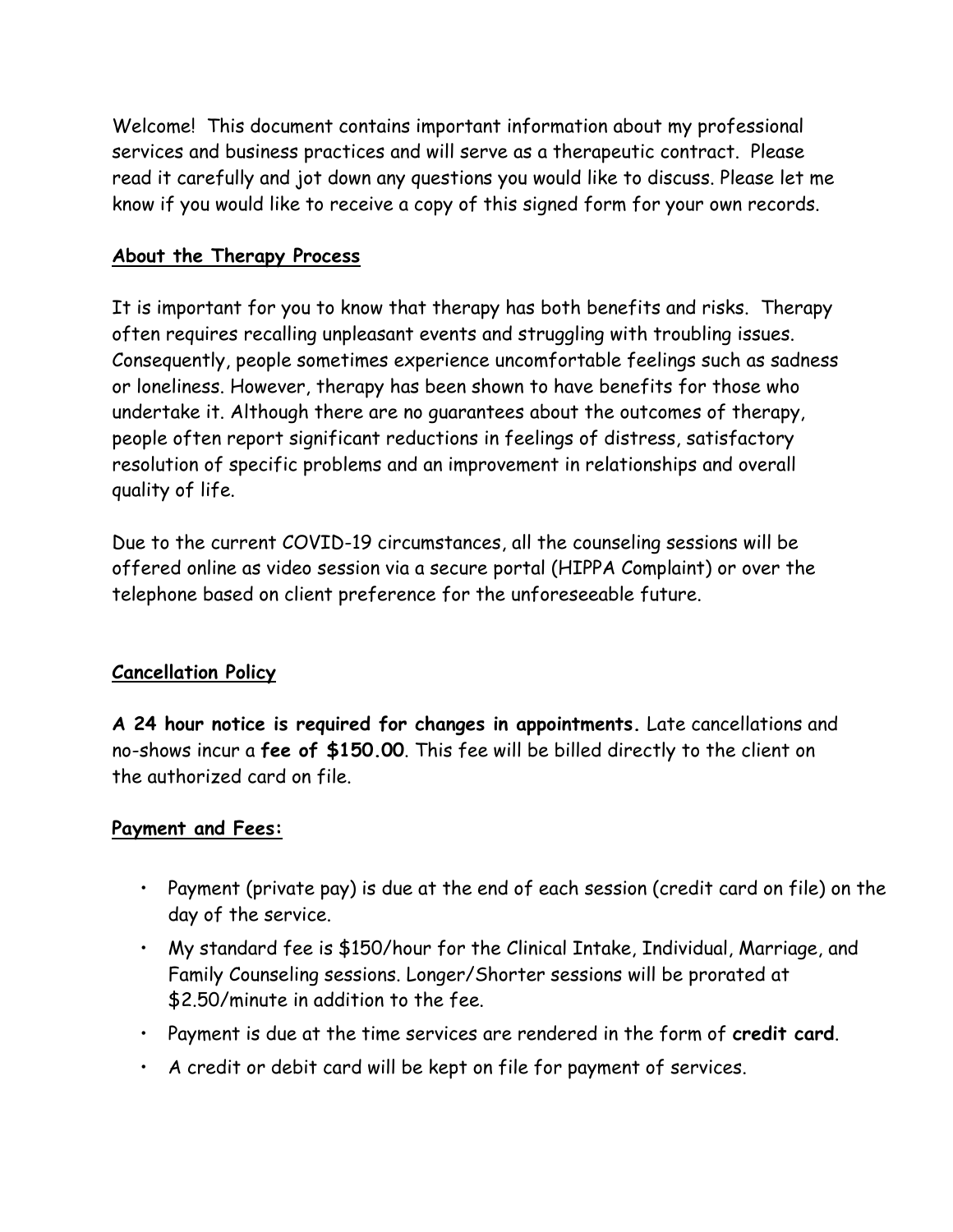Welcome! This document contains important information about my professional services and business practices and will serve as a therapeutic contract. Please read it carefully and jot down any questions you would like to discuss. Please let me know if you would like to receive a copy of this signed form for your own records.

## About the Therapy Process

It is important for you to know that therapy has both benefits and risks. Therapy often requires recalling unpleasant events and struggling with troubling issues. Consequently, people sometimes experience uncomfortable feelings such as sadness or loneliness. However, therapy has been shown to have benefits for those who undertake it. Although there are no guarantees about the outcomes of therapy, people often report significant reductions in feelings of distress, satisfactory resolution of specific problems and an improvement in relationships and overall quality of life.

Due to the current COVID-19 circumstances, all the counseling sessions will be offered online as video session via a secure portal (HIPPA Complaint) or over the telephone based on client preference for the unforeseeable future.

## Cancellation Policy

**A 24 hour notice is required for changes in appointments.** Late cancellations and no-shows incur a **fee of $150.00**. This fee will be billed directly to the client on the authorized card on file.

## Payment and Fees:

- Payment (private pay) is due at the end of each session (credit card on file) on the day of the service.
- My standard fee is $150/hour for the Clinical Intake, Individual, Marriage, and Family Counseling sessions. Longer/Shorter sessions will be prorated at $2.50/minute in addition to the fee.
- Payment is due at the time services are rendered in the form of **credit card**.
- A credit or debit card will be kept on file for payment of services.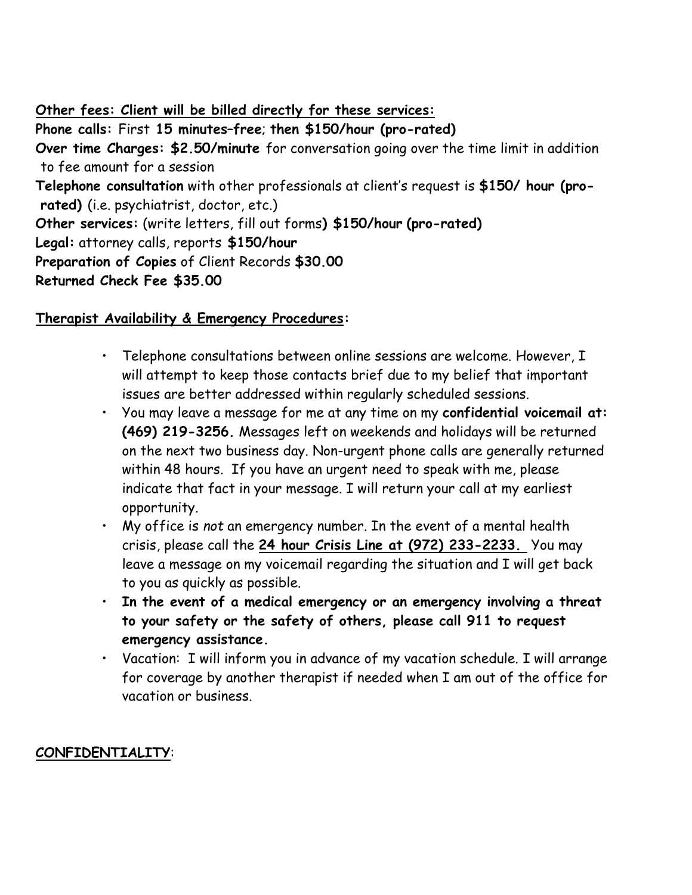**<u>Other fees: Client will be billed directly for these services:</u>**

**Phone calls:** First **15 minutes–free**; **then $150/hour (pro-rated)**

**Over time Charges: $2.50/minute** for conversation going over the time limit in addition to fee amount for a session

**Telephone consultation** with other professionals at client's request is **$150/ hour (pro-rated)** (i.e. psychiatrist, doctor, etc.)

**Other services:** (write letters, fill out forms**) $150/hour (pro-rated)**

**Legal:** attorney calls, reports **$150/hour**

**Preparation of Copies** of Client Records **$30.00**

**Returned Check Fee $35.00**

**<u>Therapist Availability & Emergency Procedures</u>:**

- Telephone consultations between online sessions are welcome. However, I will attempt to keep those contacts brief due to my belief that important issues are better addressed within regularly scheduled sessions.
- You may leave a message for me at any time on my **confidential voicemail at: (469) 219-3256.** Messages left on weekends and holidays will be returned on the next two business day. Non-urgent phone calls are generally returned within 48 hours. If you have an urgent need to speak with me, please indicate that fact in your message. I will return your call at my earliest opportunity.
- My office is *not* an emergency number. In the event of a mental health crisis, please call the **<u>24 hour Crisis Line at (972) 233-2233.</u>** You may leave a message on my voicemail regarding the situation and I will get back to you as quickly as possible.
- **In the event of a medical emergency or an emergency involving a threat to your safety or the safety of others, please call 911 to request emergency assistance.**
- Vacation: I will inform you in advance of my vacation schedule. I will arrange for coverage by another therapist if needed when I am out of the office for vacation or business.

**<u>CONFIDENTIALITY</u>**: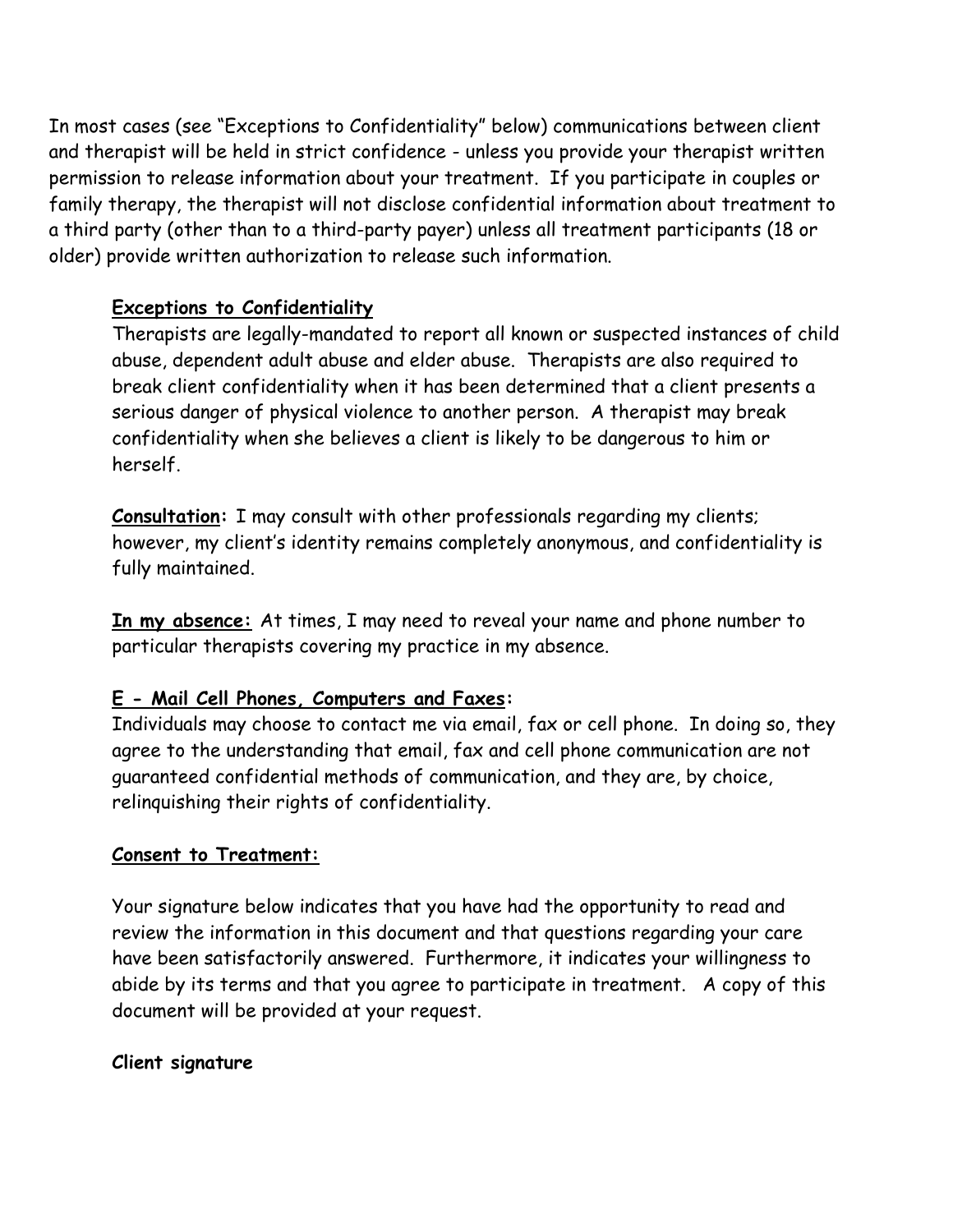In most cases (see "Exceptions to Confidentiality" below) communications between client and therapist will be held in strict confidence - unless you provide your therapist written permission to release information about your treatment. If you participate in couples or family therapy, the therapist will not disclose confidential information about treatment to a third party (other than to a third-party payer) unless all treatment participants (18 or older) provide written authorization to release such information.

**Exceptions to Confidentiality**

Therapists are legally-mandated to report all known or suspected instances of child abuse, dependent adult abuse and elder abuse. Therapists are also required to break client confidentiality when it has been determined that a client presents a serious danger of physical violence to another person. A therapist may break confidentiality when she believes a client is likely to be dangerous to him or herself.

**Consultation:** I may consult with other professionals regarding my clients; however, my client's identity remains completely anonymous, and confidentiality is fully maintained.

**In my absence:** At times, I may need to reveal your name and phone number to particular therapists covering my practice in my absence.

**E - Mail Cell Phones, Computers and Faxes:**

Individuals may choose to contact me via email, fax or cell phone. In doing so, they agree to the understanding that email, fax and cell phone communication are not guaranteed confidential methods of communication, and they are, by choice, relinquishing their rights of confidentiality.

**Consent to Treatment:**

Your signature below indicates that you have had the opportunity to read and review the information in this document and that questions regarding your care have been satisfactorily answered. Furthermore, it indicates your willingness to abide by its terms and that you agree to participate in treatment. A copy of this document will be provided at your request.

**Client signature**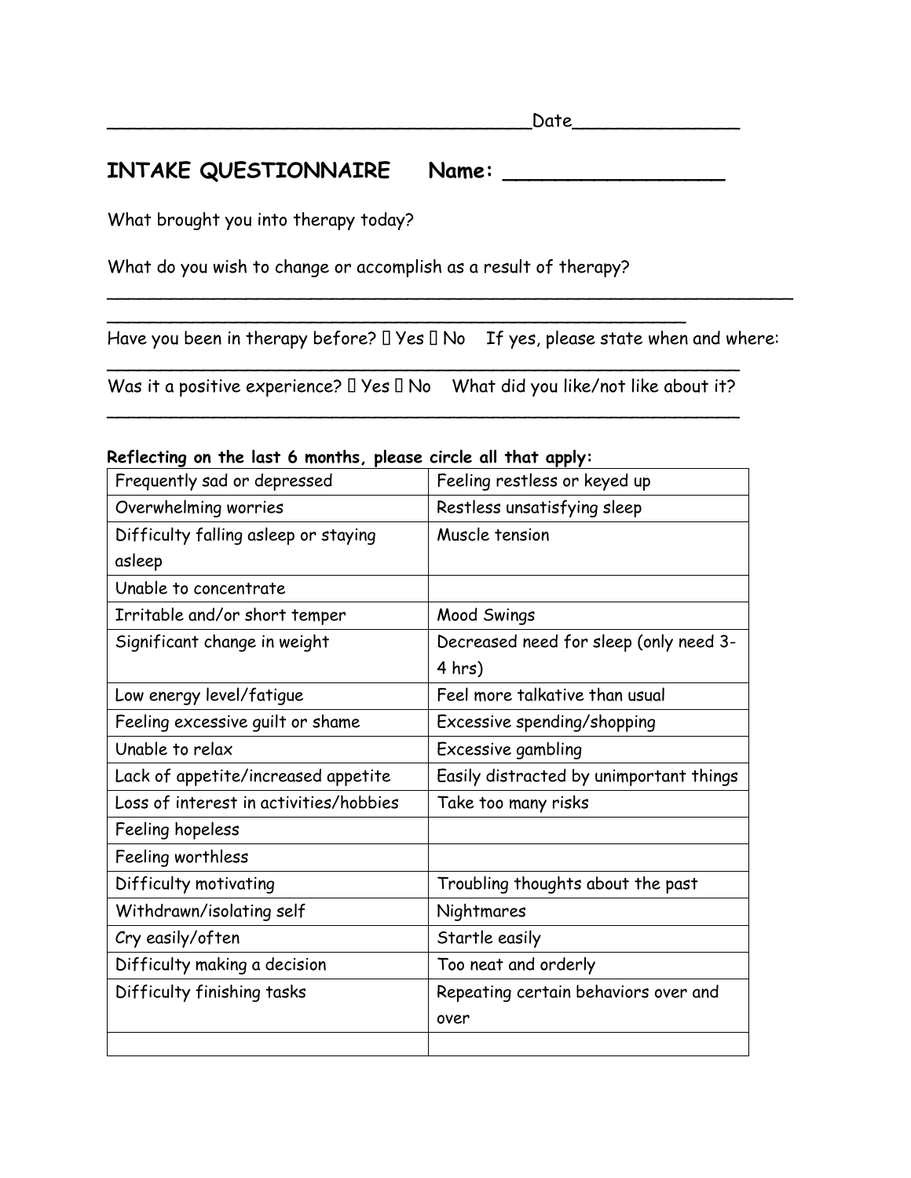________________________________________Date________________

# INTAKE QUESTIONNAIRE Name: ___________________

What brought you into therapy today?

What do you wish to change or accomplish as a result of therapy?
_________________________________________________________________
_______________________________________________________

Have you been in therapy before? ☐ Yes ☐ No If yes, please state when and where:
____________________________________________________________

Was it a positive experience? ☐ Yes ☐ No What did you like/not like about it?
____________________________________________________________

**Reflecting on the last 6 months, please circle all that apply:**

| | |
|---|---|
| Frequently sad or depressed | Feeling restless or keyed up |
| Overwhelming worries | Restless unsatisfying sleep |
| Difficulty falling asleep or staying asleep | Muscle tension |
| Unable to concentrate | |
| Irritable and/or short temper | Mood Swings |
| Significant change in weight | Decreased need for sleep (only need 3-4 hrs) |
| Low energy level/fatigue | Feel more talkative than usual |
| Feeling excessive guilt or shame | Excessive spending/shopping |
| Unable to relax | Excessive gambling |
| Lack of appetite/increased appetite | Easily distracted by unimportant things |
| Loss of interest in activities/hobbies | Take too many risks |
| Feeling hopeless | |
| Feeling worthless | |
| Difficulty motivating | Troubling thoughts about the past |
| Withdrawn/isolating self | Nightmares |
| Cry easily/often | Startle easily |
| Difficulty making a decision | Too neat and orderly |
| Difficulty finishing tasks | Repeating certain behaviors over and over |
| | |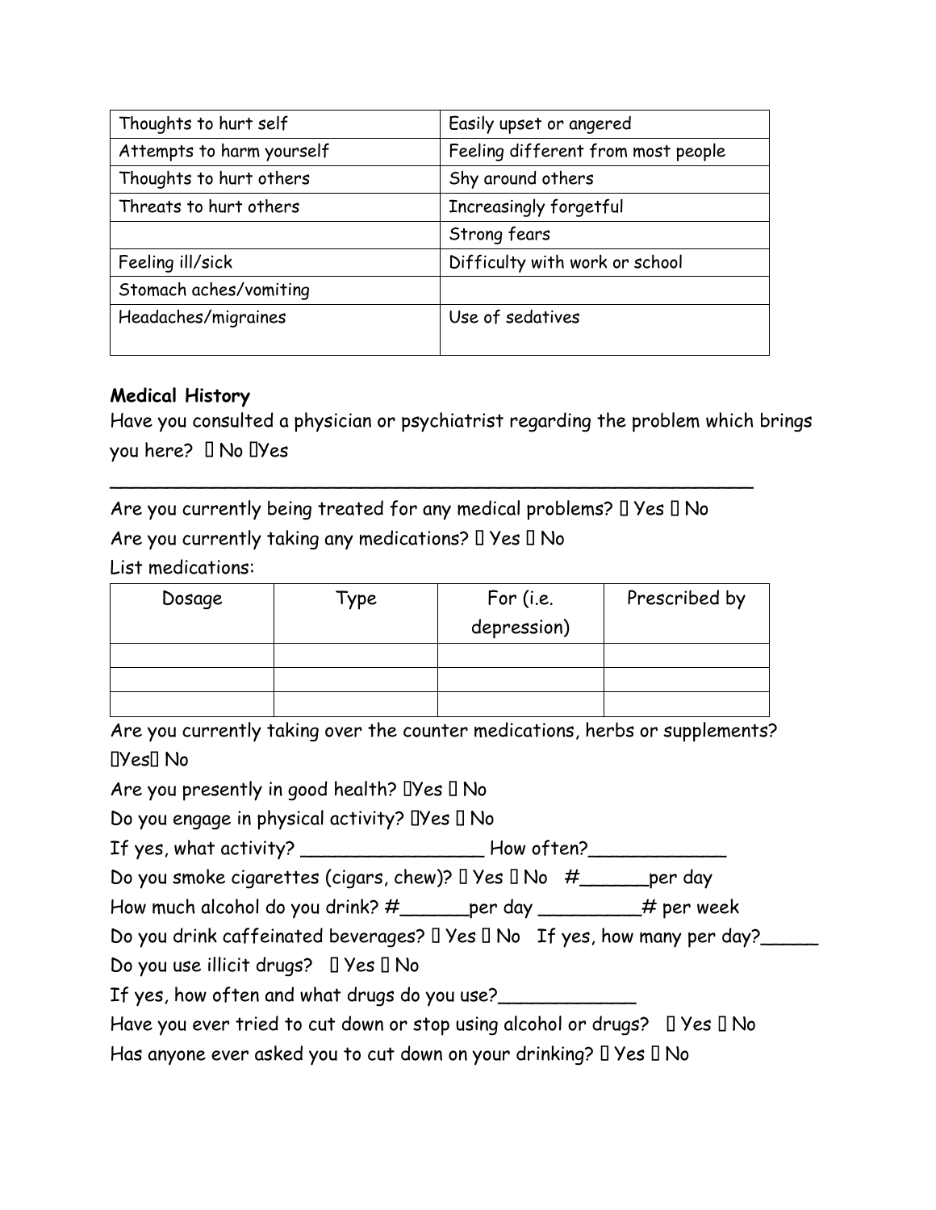| Thoughts to hurt self | Easily upset or angered |
|---|---|
| Attempts to harm yourself | Feeling different from most people |
| Thoughts to hurt others | Shy around others |
| Threats to hurt others | Increasingly forgetful |
| | Strong fears |
| Feeling ill/sick | Difficulty with work or school |
| Stomach aches/vomiting | |
| Headaches/migraines | Use of sedatives |

**Medical History**

Have you consulted a physician or psychiatrist regarding the problem which brings you here? ☐ No ☐Yes

_____________________________________________________________

Are you currently being treated for any medical problems? ☐ Yes ☐ No

Are you currently taking any medications? ☐ Yes ☐ No

List medications:

| Dosage | Type | For (i.e. depression) | Prescribed by |
|---|---|---|---|
| | | | |
| | | | |
| | | | |

Are you currently taking over the counter medications, herbs or supplements? ☐Yes☐ No

Are you presently in good health? ☐Yes ☐ No

Do you engage in physical activity? ☐Yes ☐ No

If yes, what activity? ________________ How often?____________

Do you smoke cigarettes (cigars, chew)? ☐ Yes ☐ No #______per day

How much alcohol do you drink? #______per day _________# per week

Do you drink caffeinated beverages? ☐ Yes ☐ No If yes, how many per day?_____

Do you use illicit drugs? ☐ Yes ☐ No

If yes, how often and what drugs do you use?____________

Have you ever tried to cut down or stop using alcohol or drugs? ☐ Yes ☐ No

Has anyone ever asked you to cut down on your drinking? ☐ Yes ☐ No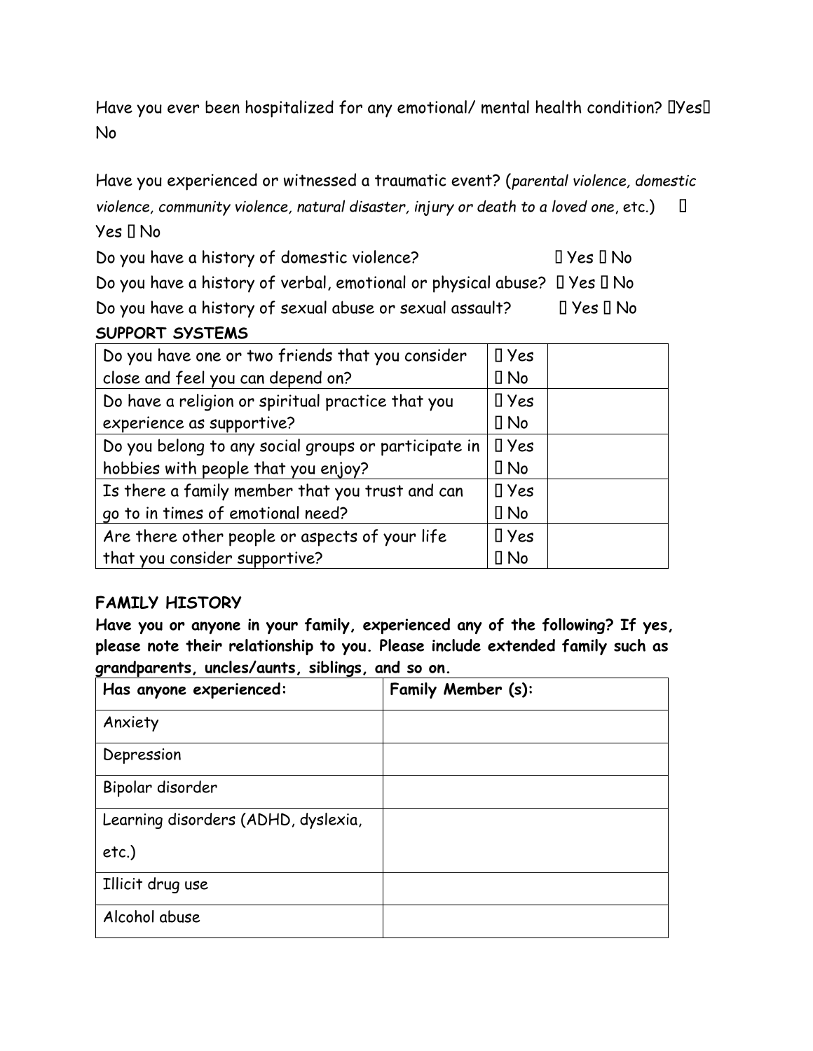Have you ever been hospitalized for any emotional/ mental health condition? ☐Yes☐ No

Have you experienced or witnessed a traumatic event? (*parental violence, domestic violence, community violence, natural disaster, injury or death to a loved one*, etc.) ☐ Yes ☐ No

Do you have a history of domestic violence? ☐ Yes ☐ No

Do you have a history of verbal, emotional or physical abuse? ☐ Yes ☐ No

Do you have a history of sexual abuse or sexual assault? ☐ Yes ☐ No

**SUPPORT SYSTEMS**

| | | |
|---|---|---|
| Do you have one or two friends that you consider close and feel you can depend on? | ☐ Yes ☐ No | |
| Do have a religion or spiritual practice that you experience as supportive? | ☐ Yes ☐ No | |
| Do you belong to any social groups or participate in hobbies with people that you enjoy? | ☐ Yes ☐ No | |
| Is there a family member that you trust and can go to in times of emotional need? | ☐ Yes ☐ No | |
| Are there other people or aspects of your life that you consider supportive? | ☐ Yes ☐ No | |

**FAMILY HISTORY**

**Have you or anyone in your family, experienced any of the following? If yes, please note their relationship to you. Please include extended family such as grandparents, uncles/aunts, siblings, and so on.**

| Has anyone experienced: | Family Member (s): |
|---|---|
| Anxiety | |
| Depression | |
| Bipolar disorder | |
| Learning disorders (ADHD, dyslexia, etc.) | |
| Illicit drug use | |
| Alcohol abuse | |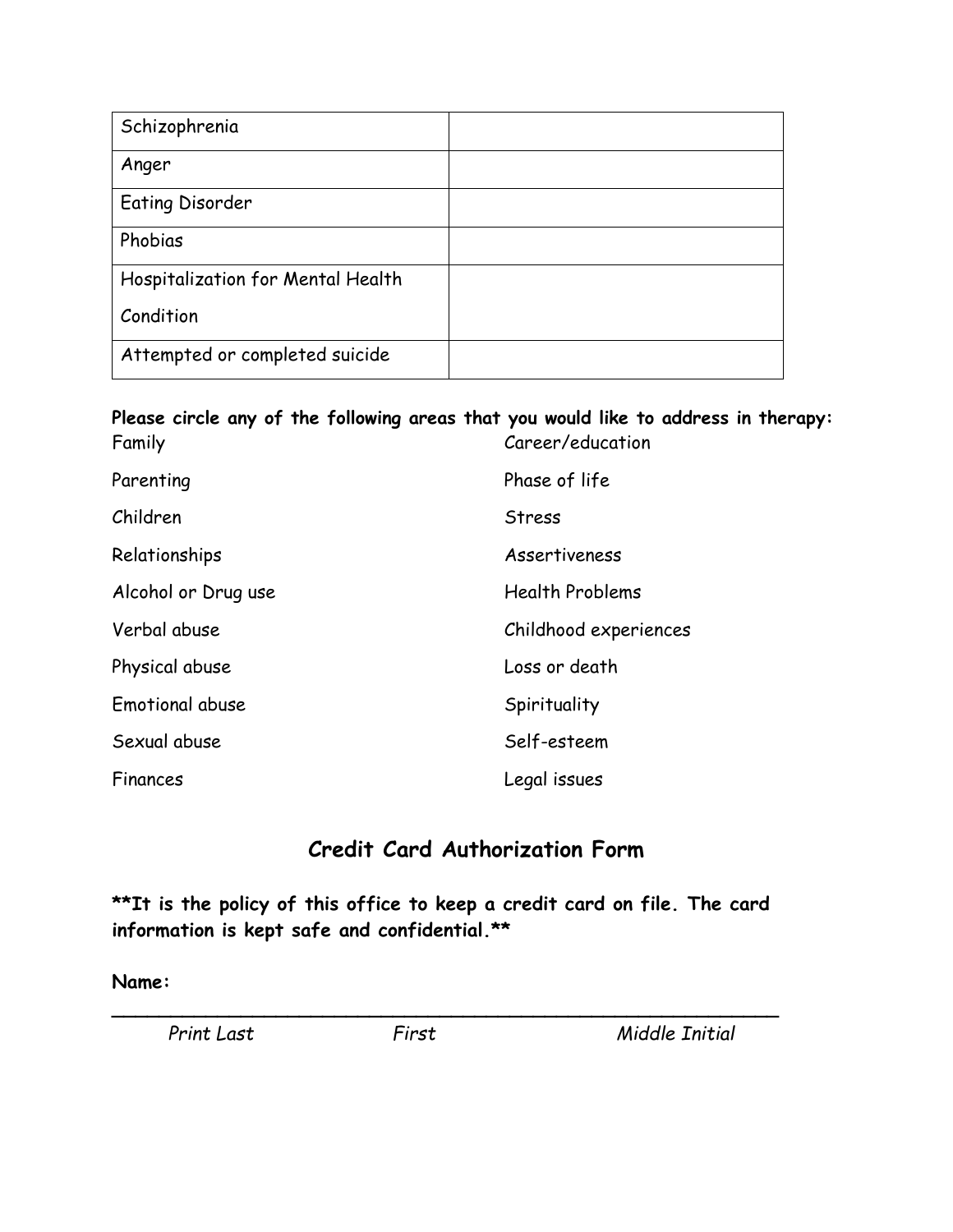| | |
|---|---|
| Schizophrenia | |
| Anger | |
| Eating Disorder | |
| Phobias | |
| Hospitalization for Mental Health Condition | |
| Attempted or completed suicide | |

**Please circle any of the following areas that you would like to address in therapy:**

Family

Parenting

Children

Relationships

Alcohol or Drug use

Verbal abuse

Physical abuse

Emotional abuse

Sexual abuse

Finances

Career/education

Phase of life

Stress

Assertiveness

Health Problems

Childhood experiences

Loss or death

Spirituality

Self-esteem

Legal issues

## Credit Card Authorization Form

****It is the policy of this office to keep a credit card on file. The card information is kept safe and confidential.****

**Name:**

___________________________________________________________

*Print Last* *First* *Middle Initial*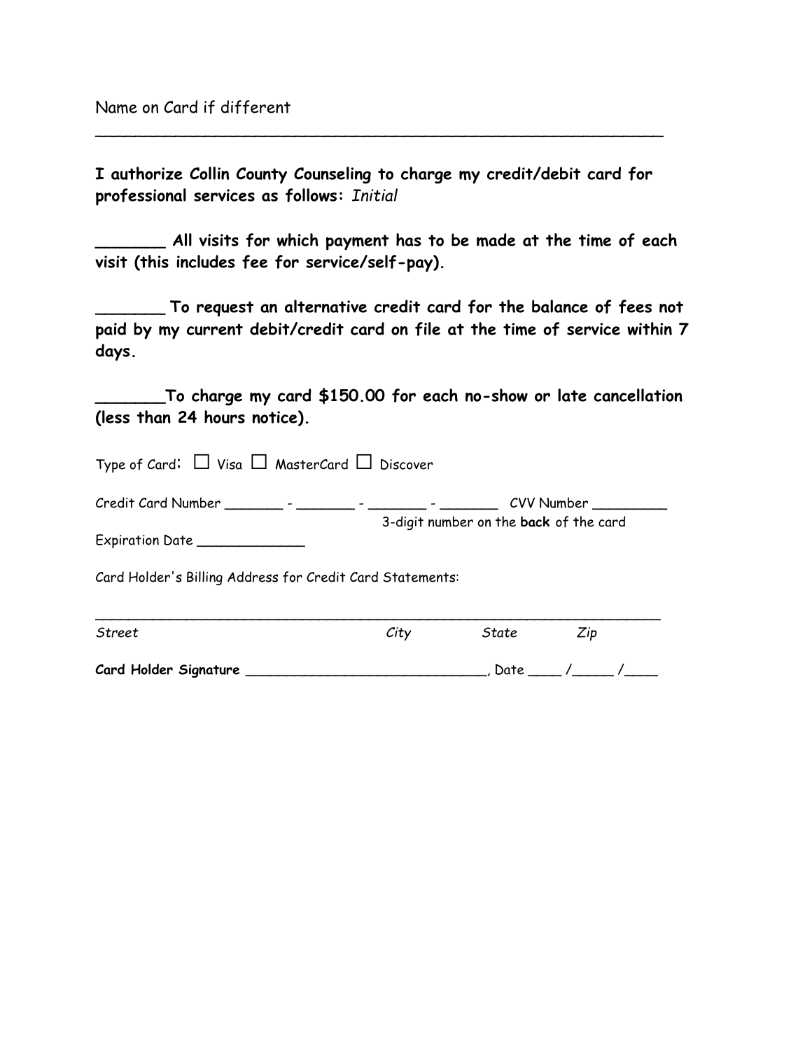Name on Card if different

_______________________________________________________________

**I authorize Collin County Counseling to charge my credit/debit card for professional services as follows:** *Initial*

**_______ All visits for which payment has to be made at the time of each visit (this includes fee for service/self-pay).**

**_______ To request an alternative credit card for the balance of fees not paid by my current debit/credit card on file at the time of service within 7 days.**

**_______To charge my card $150.00 for each no-show or late cancellation (less than 24 hours notice).**

Type of Card: ☐ Visa ☐ MasterCard ☐ Discover

Credit Card Number _______ - _______ - _______ - _______ CVV Number _________
3-digit number on the **back** of the card

Expiration Date _____________

Card Holder's Billing Address for Credit Card Statements:

_______________________________________________________________

*Street* *City* *State* *Zip*

**Card Holder Signature** _____________________________, Date ____ /_____ /____